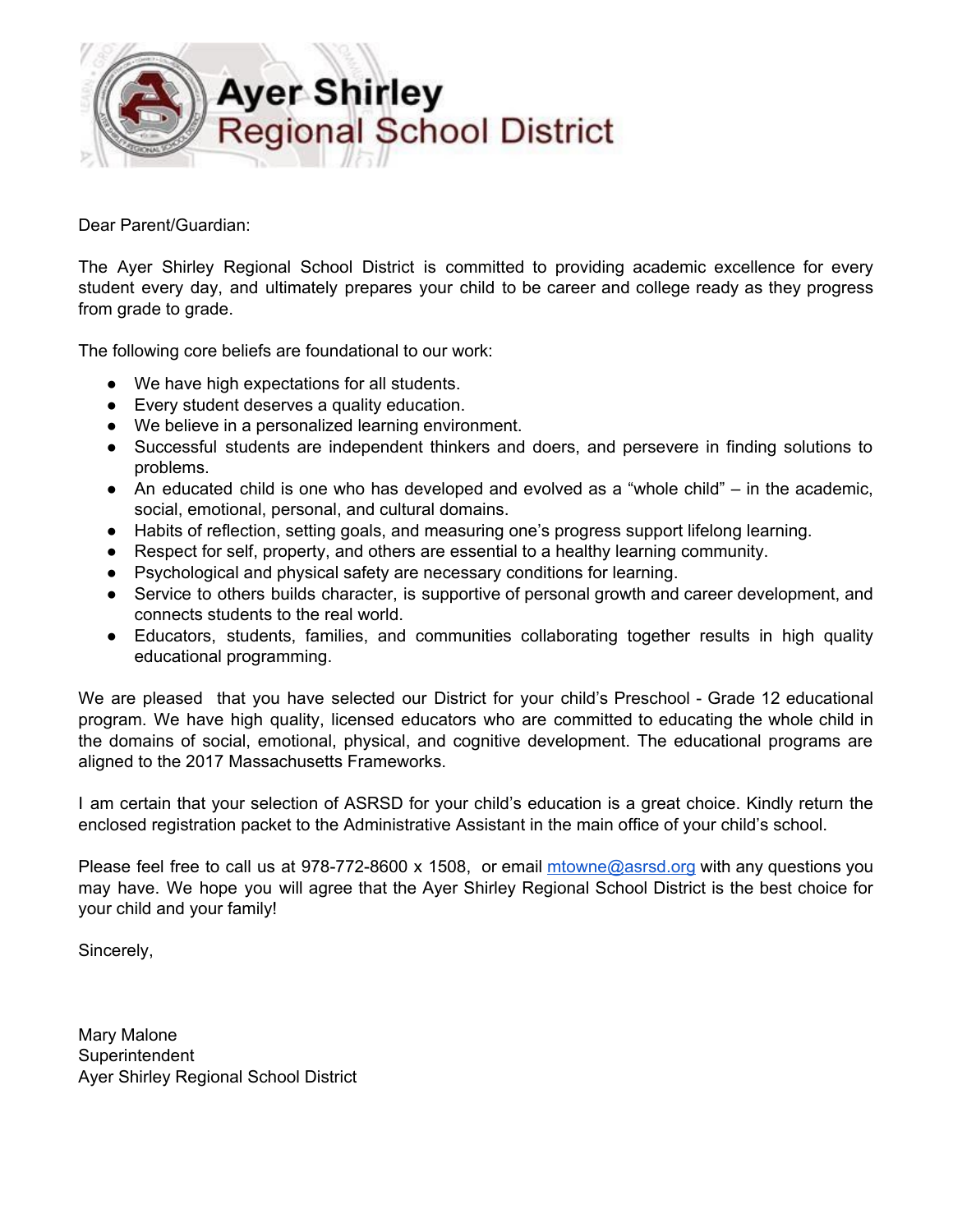# Ayer Shirley Regional School District

Dear Parent/Guardian:

The Ayer Shirley Regional School District is committed to providing academic excellence for every student every day, and ultimately prepares your child to be career and college ready as they progress from grade to grade.

The following core beliefs are foundational to our work:

- We have high expectations for all students.
- Every student deserves a quality education.
- We believe in a personalized learning environment.
- Successful students are independent thinkers and doers, and persevere in finding solutions to problems.
- An educated child is one who has developed and evolved as a "whole child" – in the academic, social, emotional, personal, and cultural domains.
- Habits of reflection, setting goals, and measuring one's progress support lifelong learning.
- Respect for self, property, and others are essential to a healthy learning community.
- Psychological and physical safety are necessary conditions for learning.
- Service to others builds character, is supportive of personal growth and career development, and connects students to the real world.
- Educators, students, families, and communities collaborating together results in high quality educational programming.

We are pleased that you have selected our District for your child's Preschool - Grade 12 educational program. We have high quality, licensed educators who are committed to educating the whole child in the domains of social, emotional, physical, and cognitive development. The educational programs are aligned to the 2017 Massachusetts Frameworks.

I am certain that your selection of ASRSD for your child's education is a great choice. Kindly return the enclosed registration packet to the Administrative Assistant in the main office of your child's school.

Please feel free to call us at 978-772-8600 x 1508, or email mtowne@asrsd.org with any questions you may have. We hope you will agree that the Ayer Shirley Regional School District is the best choice for your child and your family!

Sincerely,

Mary Malone
Superintendent
Ayer Shirley Regional School District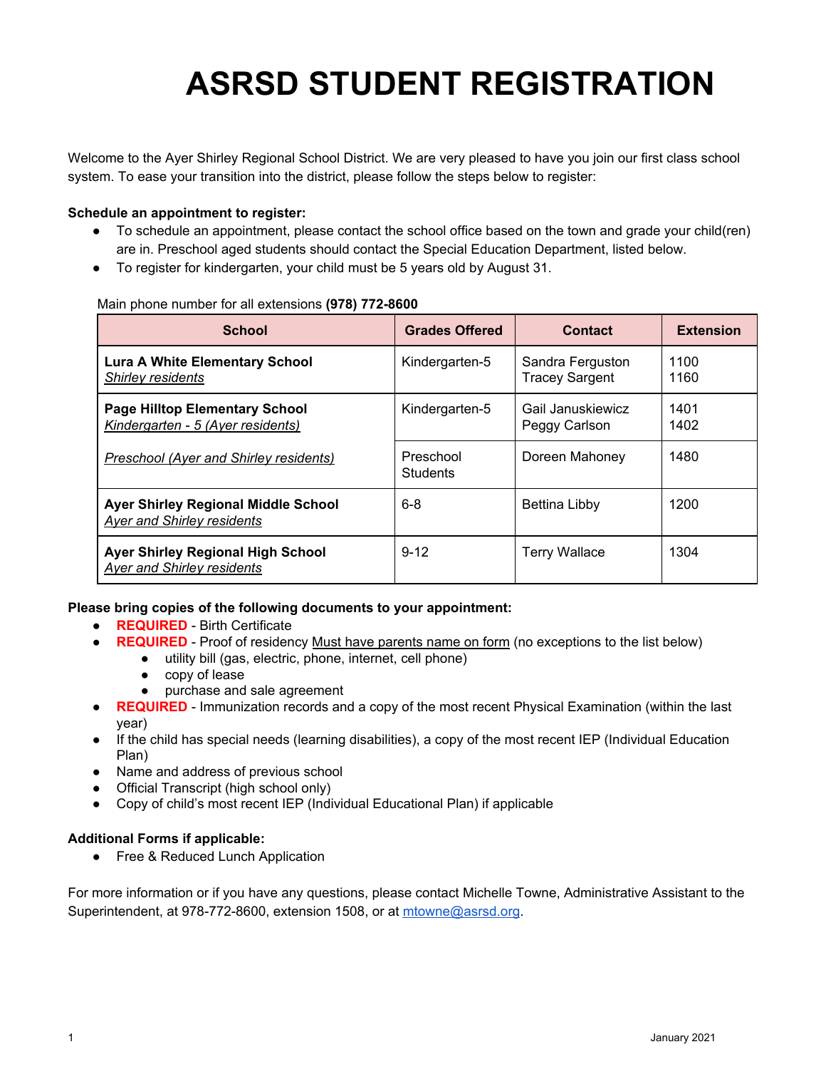# ASRSD STUDENT REGISTRATION

Welcome to the Ayer Shirley Regional School District. We are very pleased to have you join our first class school system. To ease your transition into the district, please follow the steps below to register:

**Schedule an appointment to register:**

- To schedule an appointment, please contact the school office based on the town and grade your child(ren) are in. Preschool aged students should contact the Special Education Department, listed below.
- To register for kindergarten, your child must be 5 years old by August 31.

Main phone number for all extensions **(978) 772-8600**

| School | Grades Offered | Contact | Extension |
|---|---|---|---|
| **Lura A White Elementary School** *Shirley residents* | Kindergarten-5 | Sandra Ferguston<br>Tracey Sargent | 1100<br>1160 |
| **Page Hilltop Elementary School** *Kindergarten - 5 (Ayer residents)* | Kindergarten-5 | Gail Januskiewicz<br>Peggy Carlson | 1401<br>1402 |
| *Preschool (Ayer and Shirley residents)* | Preschool Students | Doreen Mahoney | 1480 |
| **Ayer Shirley Regional Middle School** *Ayer and Shirley residents* | 6-8 | Bettina Libby | 1200 |
| **Ayer Shirley Regional High School** *Ayer and Shirley residents* | 9-12 | Terry Wallace | 1304 |

**Please bring copies of the following documents to your appointment:**

- **REQUIRED** - Birth Certificate
- **REQUIRED** - Proof of residency Must have parents name on form (no exceptions to the list below)
  - utility bill (gas, electric, phone, internet, cell phone)
  - copy of lease
  - purchase and sale agreement
- **REQUIRED** - Immunization records and a copy of the most recent Physical Examination (within the last year)
- If the child has special needs (learning disabilities), a copy of the most recent IEP (Individual Education Plan)
- Name and address of previous school
- Official Transcript (high school only)
- Copy of child's most recent IEP (Individual Educational Plan) if applicable

**Additional Forms if applicable:**

- Free & Reduced Lunch Application

For more information or if you have any questions, please contact Michelle Towne, Administrative Assistant to the Superintendent, at 978-772-8600, extension 1508, or at mtowne@asrsd.org.

January 2021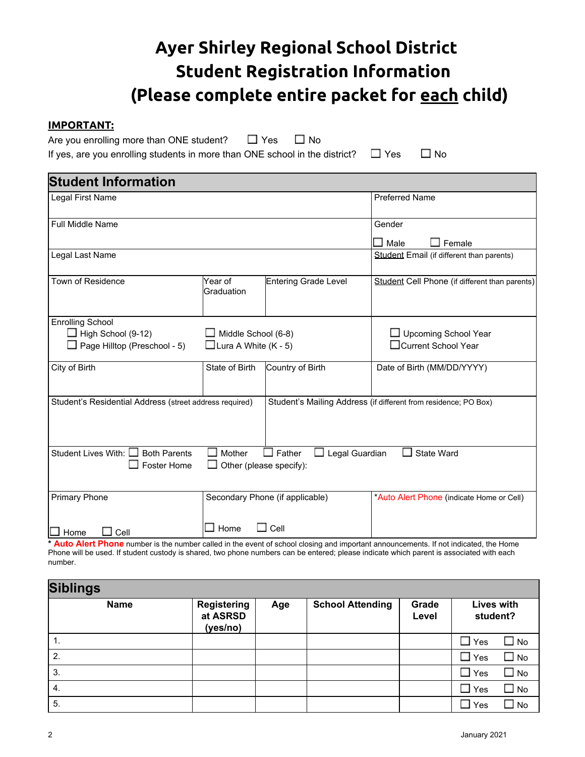# Ayer Shirley Regional School District
# Student Registration Information
# (Please complete entire packet for each child)

**IMPORTANT:**

Are you enrolling more than ONE student? ☐ Yes ☐ No

If yes, are you enrolling students in more than ONE school in the district? ☐ Yes ☐ No

## Student Information

| | | | |
|---|---|---|---|
| Legal First Name | | | Preferred Name |
| Full Middle Name | | | Gender<br>☐ Male ☐ Female |
| Legal Last Name | | | Student Email (if different than parents) |
| Town of Residence | Year of Graduation | Entering Grade Level | Student Cell Phone (if different than parents) |
| Enrolling School<br>☐ High School (9-12)<br>☐ Page Hilltop (Preschool - 5) | ☐ Middle School (6-8)<br>☐ Lura A White (K - 5) | | ☐ Upcoming School Year<br>☐ Current School Year |
| City of Birth | State of Birth | Country of Birth | Date of Birth (MM/DD/YYYY) |
| Student's Residential Address (street address required) | | Student's Mailing Address (if different from residence; PO Box) | |
| Student Lives With: ☐ Both Parents ☐ Mother ☐ Father ☐ Legal Guardian ☐ State Ward ☐ Foster Home ☐ Other (please specify): | | | |
| Primary Phone<br>☐ Home ☐ Cell | Secondary Phone (if applicable)<br>☐ Home ☐ Cell | | *Auto Alert Phone (indicate Home or Cell) |

\* **Auto Alert Phone** number is the number called in the event of school closing and important announcements. If not indicated, the Home Phone will be used. If student custody is shared, two phone numbers can be entered; please indicate which parent is associated with each number.

## Siblings

| Name | Registering at ASRSD (yes/no) | Age | School Attending | Grade Level | Lives with student? |
|---|---|---|---|---|---|
| 1. | | | | | ☐ Yes ☐ No |
| 2. | | | | | ☐ Yes ☐ No |
| 3. | | | | | ☐ Yes ☐ No |
| 4. | | | | | ☐ Yes ☐ No |
| 5. | | | | | ☐ Yes ☐ No |

January 2021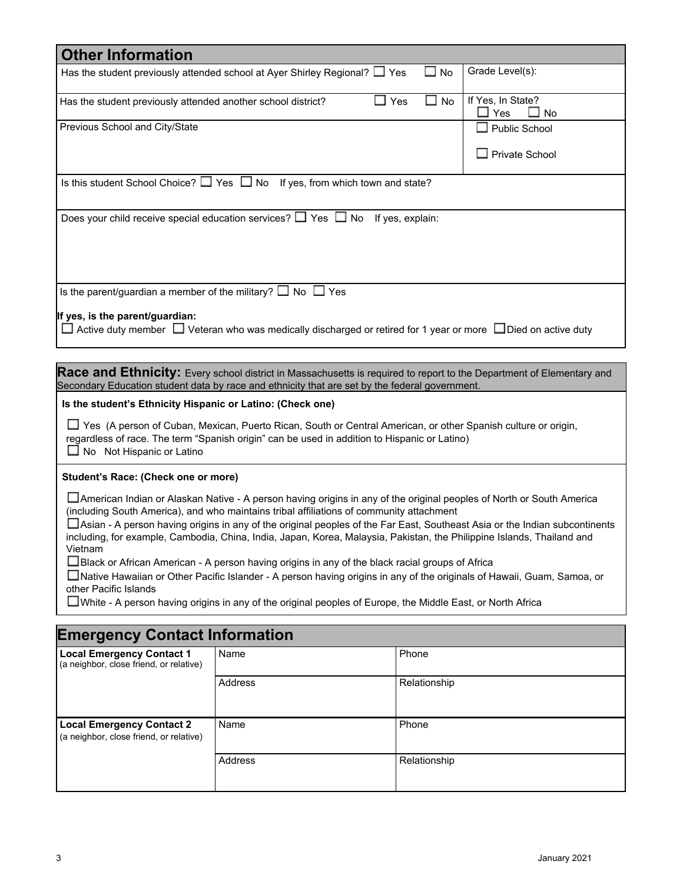## Other Information

| | |
|---|---|
| Has the student previously attended school at Ayer Shirley Regional? ☐ Yes ☐ No | Grade Level(s): |
| Has the student previously attended another school district? ☐ Yes ☐ No | If Yes, In State? ☐ Yes ☐ No |
| Previous School and City/State | ☐ Public School<br>☐ Private School |
| Is this student School Choice? ☐ Yes ☐ No If yes, from which town and state? | |
| Does your child receive special education services? ☐ Yes ☐ No If yes, explain: | |

Is the parent/guardian a member of the military? ☐ No ☐ Yes

**If yes, is the parent/guardian:**
☐ Active duty member ☐ Veteran who was medically discharged or retired for 1 year or more ☐ Died on active duty

## Race and Ethnicity:

Every school district in Massachusetts is required to report to the Department of Elementary and Secondary Education student data by race and ethnicity that are set by the federal government.

**Is the student's Ethnicity Hispanic or Latino: (Check one)**

☐ Yes (A person of Cuban, Mexican, Puerto Rican, South or Central American, or other Spanish culture or origin, regardless of race. The term "Spanish origin" can be used in addition to Hispanic or Latino)
☐ No Not Hispanic or Latino

**Student's Race: (Check one or more)**

☐ American Indian or Alaskan Native - A person having origins in any of the original peoples of North or South America (including South America), and who maintains tribal affiliations of community attachment
☐ Asian - A person having origins in any of the original peoples of the Far East, Southeast Asia or the Indian subcontinents including, for example, Cambodia, China, India, Japan, Korea, Malaysia, Pakistan, the Philippine Islands, Thailand and Vietnam
☐ Black or African American - A person having origins in any of the black racial groups of Africa
☐ Native Hawaiian or Other Pacific Islander - A person having origins in any of the originals of Hawaii, Guam, Samoa, or other Pacific Islands
☐ White - A person having origins in any of the original peoples of Europe, the Middle East, or North Africa

## Emergency Contact Information

| | | |
|---|---|---|
| **Local Emergency Contact 1** (a neighbor, close friend, or relative) | Name | Phone |
| | Address | Relationship |
| **Local Emergency Contact 2** (a neighbor, close friend, or relative) | Name | Phone |
| | Address | Relationship |

January 2021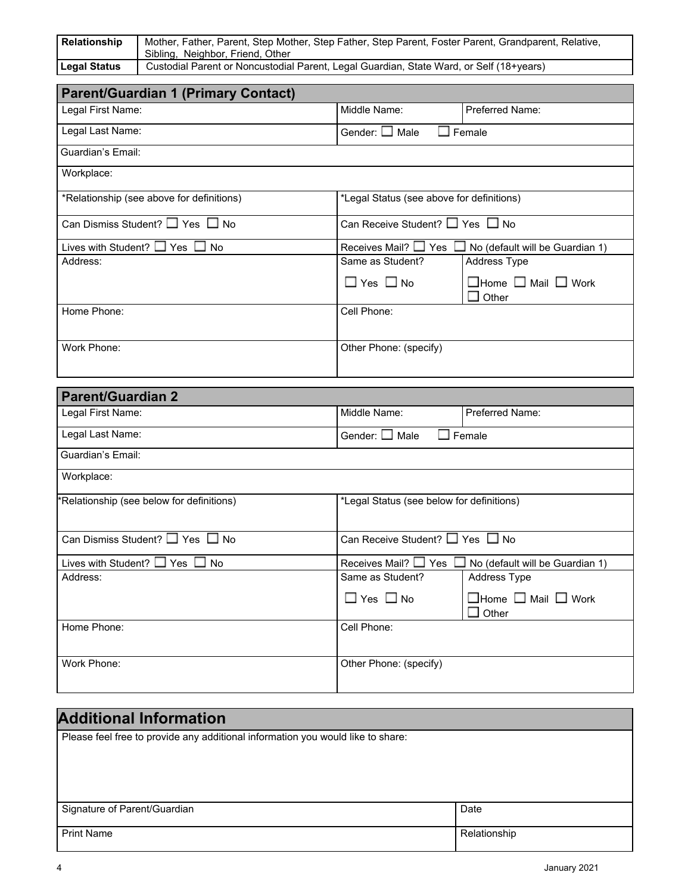| | |
|---|---|
| **Relationship** | Mother, Father, Parent, Step Mother, Step Father, Step Parent, Foster Parent, Grandparent, Relative, Sibling, Neighbor, Friend, Other |
| **Legal Status** | Custodial Parent or Noncustodial Parent, Legal Guardian, State Ward, or Self (18+years) |

## Parent/Guardian 1 (Primary Contact)

| | | |
|---|---|---|
| Legal First Name: | Middle Name: | Preferred Name: |
| Legal Last Name: | Gender: ☐ Male ☐ Female | |
| Guardian's Email: | | |
| Workplace: | | |
| *Relationship (see above for definitions) | *Legal Status (see above for definitions) | |
| Can Dismiss Student? ☐ Yes ☐ No | Can Receive Student? ☐ Yes ☐ No | |
| Lives with Student? ☐ Yes ☐ No | Receives Mail? ☐ Yes ☐ No (default will be Guardian 1) | |
| Address: | Same as Student? ☐ Yes ☐ No | Address Type ☐Home ☐ Mail ☐ Work ☐ Other |
| Home Phone: | Cell Phone: | |
| Work Phone: | Other Phone: (specify) | |

## Parent/Guardian 2

| | | |
|---|---|---|
| Legal First Name: | Middle Name: | Preferred Name: |
| Legal Last Name: | Gender: ☐ Male ☐ Female | |
| Guardian's Email: | | |
| Workplace: | | |
| *Relationship (see below for definitions) | *Legal Status (see below for definitions) | |
| Can Dismiss Student? ☐ Yes ☐ No | Can Receive Student? ☐ Yes ☐ No | |
| Lives with Student? ☐ Yes ☐ No | Receives Mail? ☐ Yes ☐ No (default will be Guardian 1) | |
| Address: | Same as Student? ☐ Yes ☐ No | Address Type ☐Home ☐ Mail ☐ Work ☐ Other |
| Home Phone: | Cell Phone: | |
| Work Phone: | Other Phone: (specify) | |

## Additional Information

Please feel free to provide any additional information you would like to share:

| | |
|---|---|
| Signature of Parent/Guardian | Date |
| Print Name | Relationship |

January 2021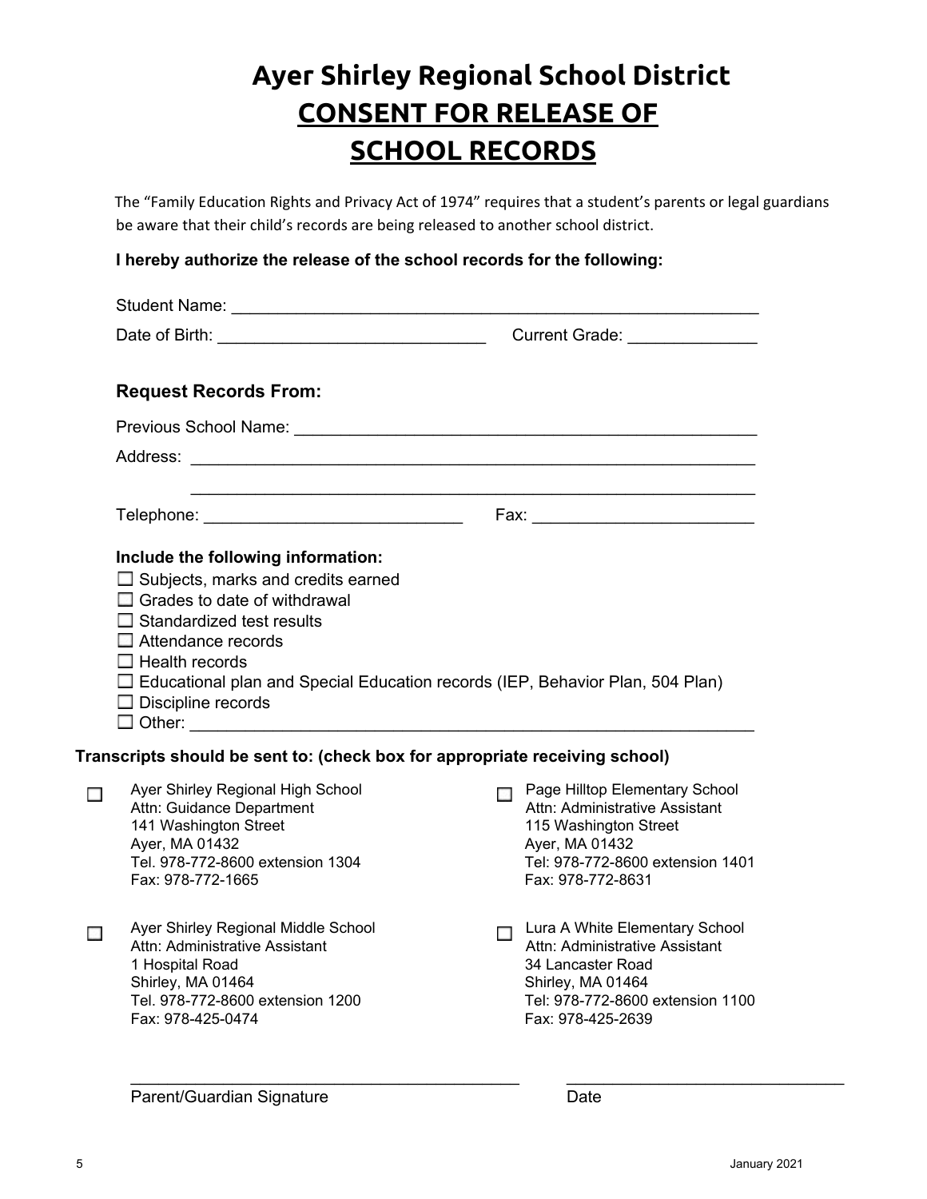# Ayer Shirley Regional School District

## CONSENT FOR RELEASE OF SCHOOL RECORDS

The "Family Education Rights and Privacy Act of 1974" requires that a student's parents or legal guardians be aware that their child's records are being released to another school district.

**I hereby authorize the release of the school records for the following:**

Student Name: ___________________________________________________________

Date of Birth: _____________________________ Current Grade: ______________

### Request Records From:

Previous School Name: __________________________________________________

Address: _____________________________________________________________

_____________________________________________________________

Telephone: ____________________________ Fax: _______________________

**Include the following information:**

- ☐ Subjects, marks and credits earned
- ☐ Grades to date of withdrawal
- ☐ Standardized test results
- ☐ Attendance records
- ☐ Health records
- ☐ Educational plan and Special Education records (IEP, Behavior Plan, 504 Plan)
- ☐ Discipline records
- ☐ Other: ______________________________________________________________

**Transcripts should be sent to: (check box for appropriate receiving school)**

☐ Ayer Shirley Regional High School
Attn: Guidance Department
141 Washington Street
Ayer, MA 01432
Tel. 978-772-8600 extension 1304
Fax: 978-772-1665

☐ Page Hilltop Elementary School
Attn: Administrative Assistant
115 Washington Street
Ayer, MA 01432
Tel: 978-772-8600 extension 1401
Fax: 978-772-8631

☐ Ayer Shirley Regional Middle School
Attn: Administrative Assistant
1 Hospital Road
Shirley, MA 01464
Tel. 978-772-8600 extension 1200
Fax: 978-425-0474

☐ Lura A White Elementary School
Attn: Administrative Assistant
34 Lancaster Road
Shirley, MA 01464
Tel: 978-772-8600 extension 1100
Fax: 978-425-2639

___________________________________________ ______________________________

Parent/Guardian Signature Date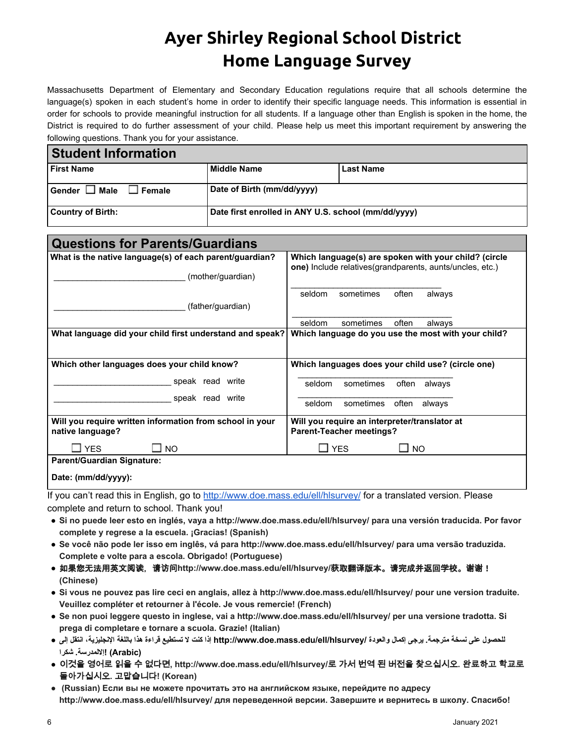# Ayer Shirley Regional School District
# Home Language Survey

Massachusetts Department of Elementary and Secondary Education regulations require that all schools determine the language(s) spoken in each student's home in order to identify their specific language needs. This information is essential in order for schools to provide meaningful instruction for all students. If a language other than English is spoken in the home, the District is required to do further assessment of your child. Please help us meet this important requirement by answering the following questions. Thank you for your assistance.

## Student Information

| | | |
|---|---|---|
| **First Name** | **Middle Name** | **Last Name** |
| **Gender** ☐ **Male** ☐ **Female** | **Date of Birth (mm/dd/yyyy)** | |
| **Country of Birth:** | **Date first enrolled in ANY U.S. school (mm/dd/yyyy)** | |

## Questions for Parents/Guardians

| | |
|---|---|
| **What is the native language(s) of each parent/guardian?**<br>____________________ (mother/guardian)<br>____________________ (father/guardian) | **Which language(s) are spoken with your child? (circle one)** Include relatives(grandparents, aunts/uncles, etc.)<br>____________________<br>seldom sometimes often always<br>____________________<br>seldom sometimes often always |
| **What language did your child first understand and speak?** | **Which language do you use the most with your child?** |
| **Which other languages does your child know?**<br>____________________ speak read write<br>____________________ speak read write | **Which languages does your child use? (circle one)**<br>____________________<br>seldom sometimes often always<br>____________________<br>seldom sometimes often always |
| **Will you require written information from school in your native language?**<br>☐ YES ☐ NO | **Will you require an interpreter/translator at Parent-Teacher meetings?**<br>☐ YES ☐ NO |
| **Parent/Guardian Signature:**<br>**Date: (mm/dd/yyyy):** | |

If you can't read this in English, go to http://www.doe.mass.edu/ell/hlsurvey/ for a translated version. Please complete and return to school. Thank you!

- **Si no puede leer esto en inglés, vaya a http://www.doe.mass.edu/ell/hlsurvey/ para una versión traducida. Por favor complete y regrese a la escuela. ¡Gracias! (Spanish)**
- **Se você não pode ler isso em inglês, vá para http://www.doe.mass.edu/ell/hlsurvey/ para uma versão traduzida. Complete e volte para a escola. Obrigado! (Portuguese)**
- **如果您无法用英文阅读，请访问http://www.doe.mass.edu/ell/hlsurvey/获取翻译版本。请完成并返回学校。谢谢！(Chinese)**
- **Si vous ne pouvez pas lire ceci en anglais, allez à http://www.doe.mass.edu/ell/hlsurvey/ pour une version traduite. Veuillez compléter et retourner à l'école. Je vous remercie! (French)**
- **Se non puoi leggere questo in inglese, vai a http://www.doe.mass.edu/ell/hlsurvey/ per una versione tradotta. Si prega di completare e tornare a scuola. Grazie! (Italian)**
- **إذا كنت لا تستطيع قراءة هذا باللغة الإنجليزية، انتقل إلى http://www.doe.mass.edu/ell/hlsurvey/ للحصول على نسخة مترجمة. يرجى إكمال والعودة إلالمدرسة. شكرا! (Arabic)**
- **이것을 영어로 읽을 수 없다면, http://www.doe.mass.edu/ell/hlsurvey/로 가서 번역 된 버전을 찾으십시오. 완료하고 학교로 돌아가십시오. 고맙습니다! (Korean)**
- **(Russian) Если вы не можете прочитать это на английском языке, перейдите по адресу http://www.doe.mass.edu/ell/hlsurvey/ для переведенной версии. Завершите и вернитесь в школу. Спасибо!**

January 2021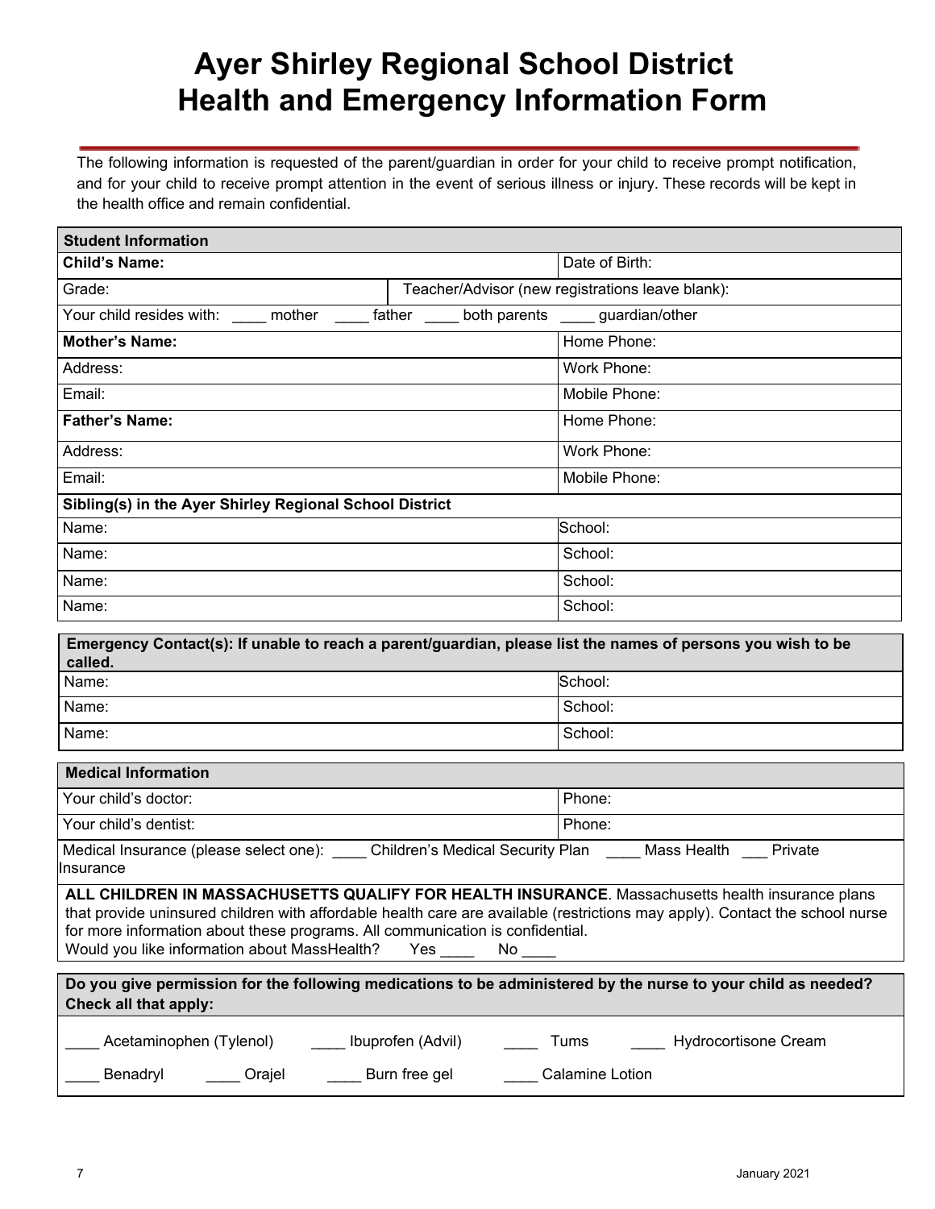# Ayer Shirley Regional School District
# Health and Emergency Information Form

The following information is requested of the parent/guardian in order for your child to receive prompt notification, and for your child to receive prompt attention in the event of serious illness or injury. These records will be kept in the health office and remain confidential.

| **Student Information** | | |
|---|---|---|
| **Child's Name:** | | Date of Birth: |
| Grade: | Teacher/Advisor (new registrations leave blank): | |
| Your child resides with: ____ mother ____ father ____ both parents ____ guardian/other | | |
| **Mother's Name:** | | Home Phone: |
| Address: | | Work Phone: |
| Email: | | Mobile Phone: |
| **Father's Name:** | | Home Phone: |
| Address: | | Work Phone: |
| Email: | | Mobile Phone: |
| **Sibling(s) in the Ayer Shirley Regional School District** | | |
| Name: | | School: |
| Name: | | School: |
| Name: | | School: |
| Name: | | School: |

| **Emergency Contact(s): If unable to reach a parent/guardian, please list the names of persons you wish to be called.** | |
|---|---|
| Name: | School: |
| Name: | School: |
| Name: | School: |

| **Medical Information** | |
|---|---|
| Your child's doctor: | Phone: |
| Your child's dentist: | Phone: |
| Medical Insurance (please select one): ____ Children's Medical Security Plan ____ Mass Health ___ Private Insurance | |
| **ALL CHILDREN IN MASSACHUSETTS QUALIFY FOR HEALTH INSURANCE**. Massachusetts health insurance plans that provide uninsured children with affordable health care are available (restrictions may apply). Contact the school nurse for more information about these programs. All communication is confidential. Would you like information about MassHealth? Yes ____ No ____ | |

**Do you give permission for the following medications to be administered by the nurse to your child as needed? Check all that apply:**

____ Acetaminophen (Tylenol) ____ Ibuprofen (Advil) ____ Tums ____ Hydrocortisone Cream

____ Benadryl ____ Orajel ____ Burn free gel ____ Calamine Lotion

January 2021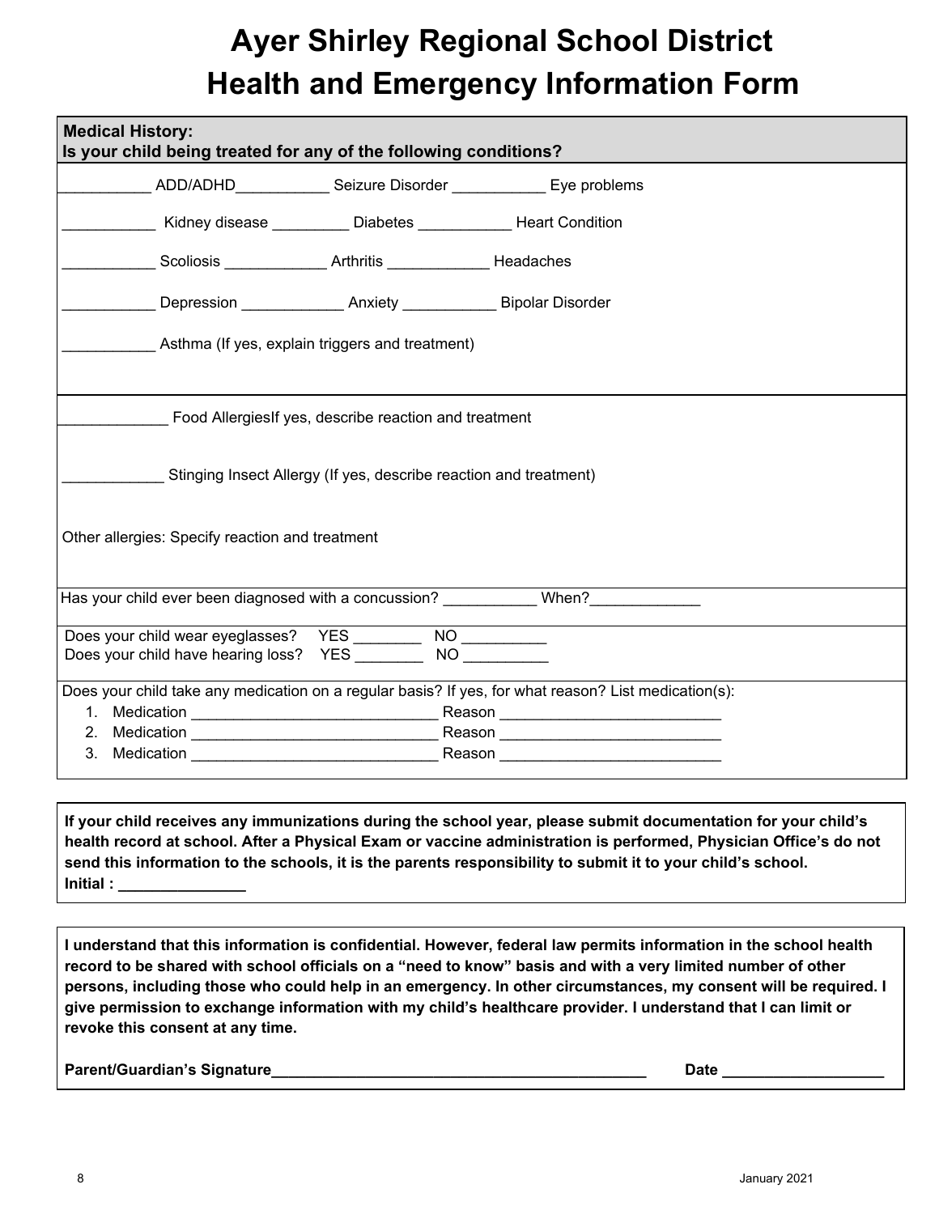# Ayer Shirley Regional School District
# Health and Emergency Information Form

**Medical History:**
**Is your child being treated for any of the following conditions?**

___________ ADD/ADHD___________ Seizure Disorder ___________ Eye problems

___________ Kidney disease _________ Diabetes ___________ Heart Condition

___________ Scoliosis ____________ Arthritis ____________ Headaches

___________ Depression ____________ Anxiety ___________ Bipolar Disorder

___________ Asthma (If yes, explain triggers and treatment)

_____________ Food AllergiesIf yes, describe reaction and treatment

____________ Stinging Insect Allergy (If yes, describe reaction and treatment)

Other allergies: Specify reaction and treatment

Has your child ever been diagnosed with a concussion? ___________ When?_____________

Does your child wear eyeglasses? YES ________ NO __________
Does your child have hearing loss? YES ________ NO __________

Does your child take any medication on a regular basis? If yes, for what reason? List medication(s):

1. Medication _____________________________ Reason __________________________
2. Medication _____________________________ Reason __________________________
3. Medication _____________________________ Reason __________________________

**If your child receives any immunizations during the school year, please submit documentation for your child's health record at school. After a Physical Exam or vaccine administration is performed, Physician Office's do not send this information to the schools, it is the parents responsibility to submit it to your child's school.**
**Initial : _______________**

**I understand that this information is confidential. However, federal law permits information in the school health record to be shared with school officials on a "need to know" basis and with a very limited number of other persons, including those who could help in an emergency. In other circumstances, my consent will be required. I give permission to exchange information with my child's healthcare provider. I understand that I can limit or revoke this consent at any time.**

**Parent/Guardian's Signature_____________________________________________ Date ___________________**

January 2021